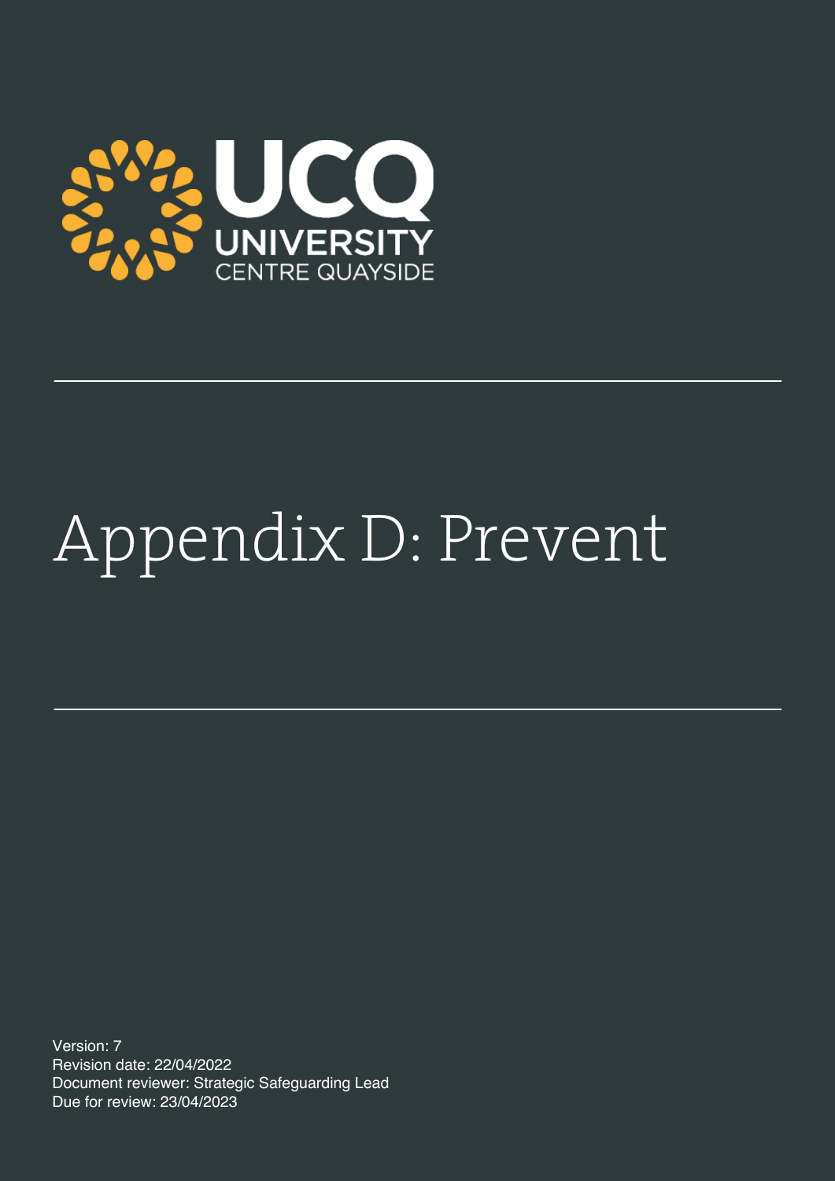UCQ
UNIVERSITY
CENTRE QUAYSIDE

# Appendix D: Prevent

Version: 7
Revision date: 22/04/2022
Document reviewer: Strategic Safeguarding Lead
Due for review: 23/04/2023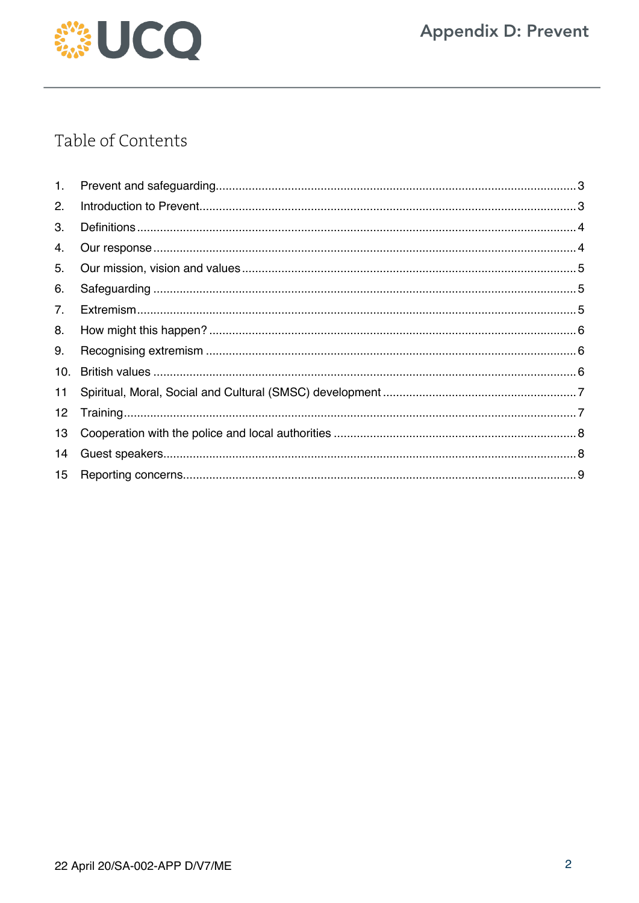# Table of Contents

1. Prevent and safeguarding ..... 3
2. Introduction to Prevent ..... 3
3. Definitions ..... 4
4. Our response ..... 4
5. Our mission, vision and values ..... 5
6. Safeguarding ..... 5
7. Extremism ..... 5
8. How might this happen? ..... 6
9. Recognising extremism ..... 6
10. British values ..... 6

11 Spiritual, Moral, Social and Cultural (SMSC) development ..... 7

12 Training ..... 7

13 Cooperation with the police and local authorities ..... 8

14 Guest speakers ..... 8

15 Reporting concerns ..... 9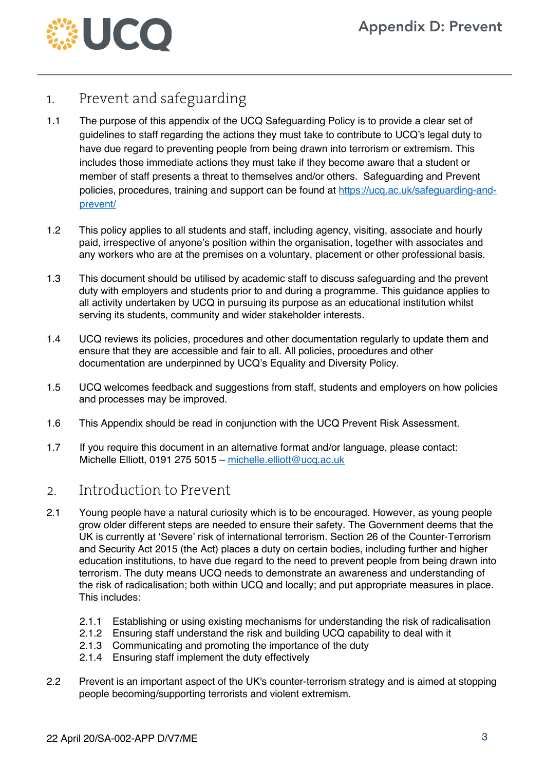# 1. Prevent and safeguarding

1.1 The purpose of this appendix of the UCQ Safeguarding Policy is to provide a clear set of guidelines to staff regarding the actions they must take to contribute to UCQ's legal duty to have due regard to preventing people from being drawn into terrorism or extremism. This includes those immediate actions they must take if they become aware that a student or member of staff presents a threat to themselves and/or others. Safeguarding and Prevent policies, procedures, training and support can be found at [https://ucq.ac.uk/safeguarding-and-prevent/](https://ucq.ac.uk/safeguarding-and-prevent/)

1.2 This policy applies to all students and staff, including agency, visiting, associate and hourly paid, irrespective of anyone's position within the organisation, together with associates and any workers who are at the premises on a voluntary, placement or other professional basis.

1.3 This document should be utilised by academic staff to discuss safeguarding and the prevent duty with employers and students prior to and during a programme. This guidance applies to all activity undertaken by UCQ in pursuing its purpose as an educational institution whilst serving its students, community and wider stakeholder interests.

1.4 UCQ reviews its policies, procedures and other documentation regularly to update them and ensure that they are accessible and fair to all. All policies, procedures and other documentation are underpinned by UCQ's Equality and Diversity Policy.

1.5 UCQ welcomes feedback and suggestions from staff, students and employers on how policies and processes may be improved.

1.6 This Appendix should be read in conjunction with the UCQ Prevent Risk Assessment.

1.7 If you require this document in an alternative format and/or language, please contact: Michelle Elliott, 0191 275 5015 – [michelle.elliott@ucq.ac.uk](mailto:michelle.elliott@ucq.ac.uk)

# 2. Introduction to Prevent

2.1 Young people have a natural curiosity which is to be encouraged. However, as young people grow older different steps are needed to ensure their safety. The Government deems that the UK is currently at 'Severe' risk of international terrorism. Section 26 of the Counter-Terrorism and Security Act 2015 (the Act) places a duty on certain bodies, including further and higher education institutions, to have due regard to the need to prevent people from being drawn into terrorism. The duty means UCQ needs to demonstrate an awareness and understanding of the risk of radicalisation; both within UCQ and locally; and put appropriate measures in place. This includes:

- 2.1.1 Establishing or using existing mechanisms for understanding the risk of radicalisation
- 2.1.2 Ensuring staff understand the risk and building UCQ capability to deal with it
- 2.1.3 Communicating and promoting the importance of the duty
- 2.1.4 Ensuring staff implement the duty effectively

2.2 Prevent is an important aspect of the UK's counter-terrorism strategy and is aimed at stopping people becoming/supporting terrorists and violent extremism.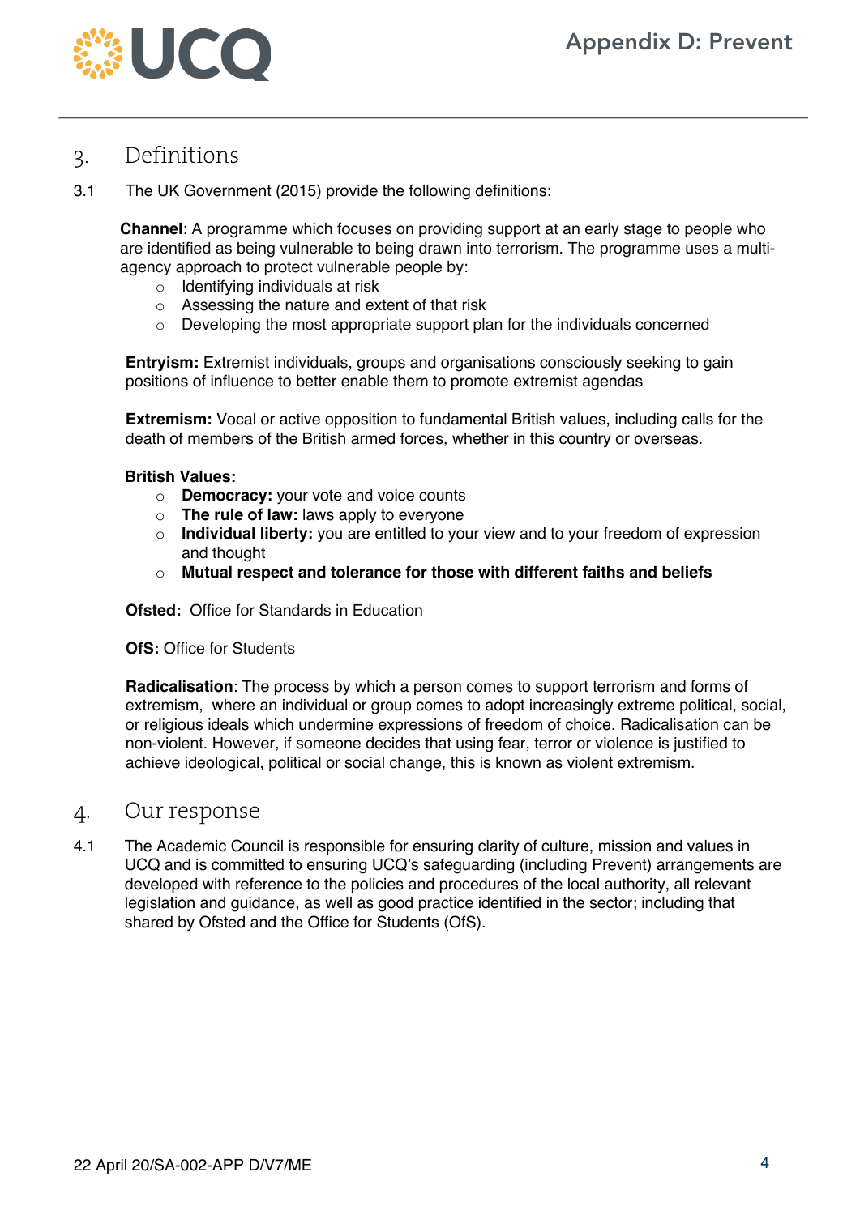## 3. Definitions

3.1 The UK Government (2015) provide the following definitions:

**Channel**: A programme which focuses on providing support at an early stage to people who are identified as being vulnerable to being drawn into terrorism. The programme uses a multi-agency approach to protect vulnerable people by:

- Identifying individuals at risk
- Assessing the nature and extent of that risk
- Developing the most appropriate support plan for the individuals concerned

**Entryism:** Extremist individuals, groups and organisations consciously seeking to gain positions of influence to better enable them to promote extremist agendas

**Extremism:** Vocal or active opposition to fundamental British values, including calls for the death of members of the British armed forces, whether in this country or overseas.

**British Values:**

- **Democracy:** your vote and voice counts
- **The rule of law:** laws apply to everyone
- **Individual liberty:** you are entitled to your view and to your freedom of expression and thought
- **Mutual respect and tolerance for those with different faiths and beliefs**

**Ofsted:** Office for Standards in Education

**OfS:** Office for Students

**Radicalisation**: The process by which a person comes to support terrorism and forms of extremism, where an individual or group comes to adopt increasingly extreme political, social, or religious ideals which undermine expressions of freedom of choice. Radicalisation can be non-violent. However, if someone decides that using fear, terror or violence is justified to achieve ideological, political or social change, this is known as violent extremism.

## 4. Our response

4.1 The Academic Council is responsible for ensuring clarity of culture, mission and values in UCQ and is committed to ensuring UCQ's safeguarding (including Prevent) arrangements are developed with reference to the policies and procedures of the local authority, all relevant legislation and guidance, as well as good practice identified in the sector; including that shared by Ofsted and the Office for Students (OfS).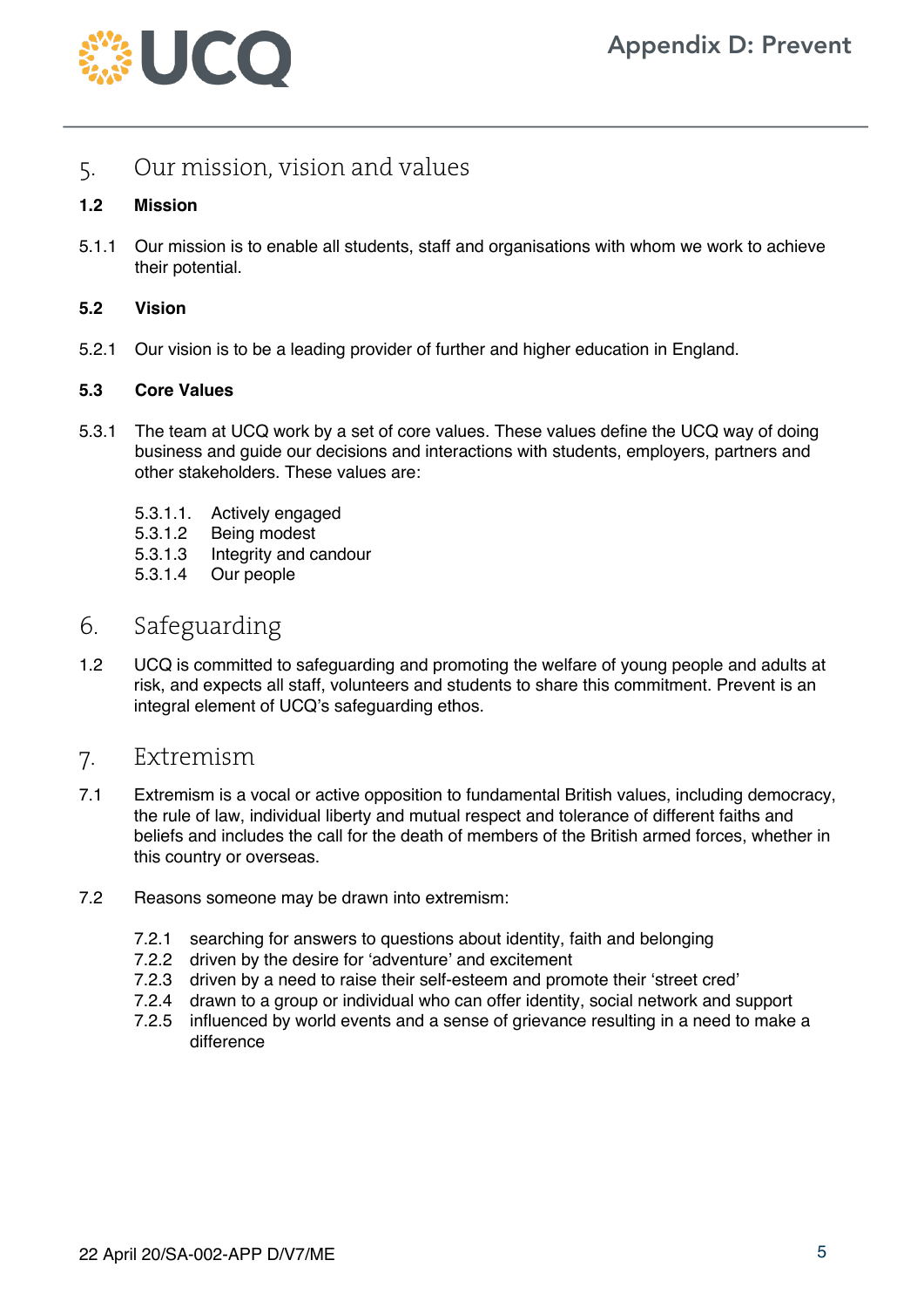## 5. Our mission, vision and values

**1.2 Mission**

5.1.1 Our mission is to enable all students, staff and organisations with whom we work to achieve their potential.

**5.2 Vision**

5.2.1 Our vision is to be a leading provider of further and higher education in England.

**5.3 Core Values**

5.3.1 The team at UCQ work by a set of core values. These values define the UCQ way of doing business and guide our decisions and interactions with students, employers, partners and other stakeholders. These values are:

- 5.3.1.1. Actively engaged
- 5.3.1.2 Being modest
- 5.3.1.3 Integrity and candour
- 5.3.1.4 Our people

## 6. Safeguarding

1.2 UCQ is committed to safeguarding and promoting the welfare of young people and adults at risk, and expects all staff, volunteers and students to share this commitment. Prevent is an integral element of UCQ's safeguarding ethos.

## 7. Extremism

7.1 Extremism is a vocal or active opposition to fundamental British values, including democracy, the rule of law, individual liberty and mutual respect and tolerance of different faiths and beliefs and includes the call for the death of members of the British armed forces, whether in this country or overseas.

7.2 Reasons someone may be drawn into extremism:

- 7.2.1 searching for answers to questions about identity, faith and belonging
- 7.2.2 driven by the desire for 'adventure' and excitement
- 7.2.3 driven by a need to raise their self-esteem and promote their 'street cred'
- 7.2.4 drawn to a group or individual who can offer identity, social network and support
- 7.2.5 influenced by world events and a sense of grievance resulting in a need to make a difference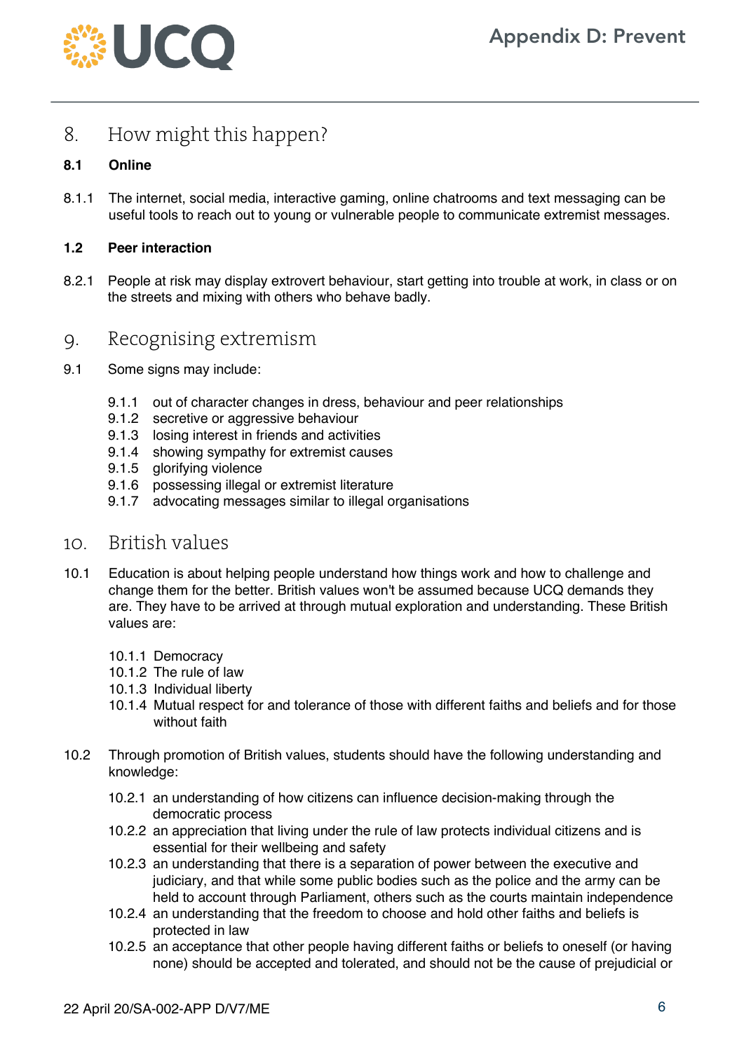## 8. How might this happen?

### 8.1 Online

8.1.1 The internet, social media, interactive gaming, online chatrooms and text messaging can be useful tools to reach out to young or vulnerable people to communicate extremist messages.

### 1.2 Peer interaction

8.2.1 People at risk may display extrovert behaviour, start getting into trouble at work, in class or on the streets and mixing with others who behave badly.

## 9. Recognising extremism

9.1 Some signs may include:

- 9.1.1 out of character changes in dress, behaviour and peer relationships
- 9.1.2 secretive or aggressive behaviour
- 9.1.3 losing interest in friends and activities
- 9.1.4 showing sympathy for extremist causes
- 9.1.5 glorifying violence
- 9.1.6 possessing illegal or extremist literature
- 9.1.7 advocating messages similar to illegal organisations

## 10. British values

10.1 Education is about helping people understand how things work and how to challenge and change them for the better. British values won't be assumed because UCQ demands they are. They have to be arrived at through mutual exploration and understanding. These British values are:

- 10.1.1 Democracy
- 10.1.2 The rule of law
- 10.1.3 Individual liberty
- 10.1.4 Mutual respect for and tolerance of those with different faiths and beliefs and for those without faith

10.2 Through promotion of British values, students should have the following understanding and knowledge:

- 10.2.1 an understanding of how citizens can influence decision-making through the democratic process
- 10.2.2 an appreciation that living under the rule of law protects individual citizens and is essential for their wellbeing and safety
- 10.2.3 an understanding that there is a separation of power between the executive and judiciary, and that while some public bodies such as the police and the army can be held to account through Parliament, others such as the courts maintain independence
- 10.2.4 an understanding that the freedom to choose and hold other faiths and beliefs is protected in law
- 10.2.5 an acceptance that other people having different faiths or beliefs to oneself (or having none) should be accepted and tolerated, and should not be the cause of prejudicial or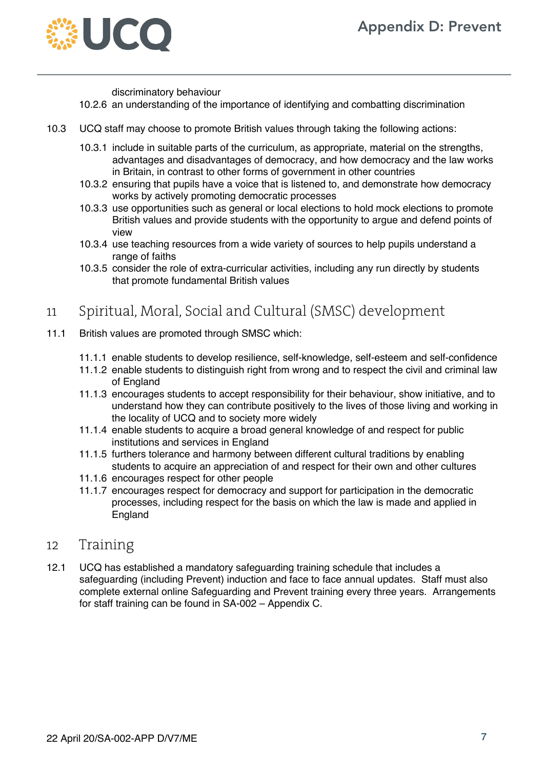discriminatory behaviour

10.2.6 an understanding of the importance of identifying and combatting discrimination

10.3 UCQ staff may choose to promote British values through taking the following actions:

10.3.1 include in suitable parts of the curriculum, as appropriate, material on the strengths, advantages and disadvantages of democracy, and how democracy and the law works in Britain, in contrast to other forms of government in other countries

10.3.2 ensuring that pupils have a voice that is listened to, and demonstrate how democracy works by actively promoting democratic processes

10.3.3 use opportunities such as general or local elections to hold mock elections to promote British values and provide students with the opportunity to argue and defend points of view

10.3.4 use teaching resources from a wide variety of sources to help pupils understand a range of faiths

10.3.5 consider the role of extra-curricular activities, including any run directly by students that promote fundamental British values

## 11 Spiritual, Moral, Social and Cultural (SMSC) development

11.1 British values are promoted through SMSC which:

11.1.1 enable students to develop resilience, self-knowledge, self-esteem and self-confidence

11.1.2 enable students to distinguish right from wrong and to respect the civil and criminal law of England

11.1.3 encourages students to accept responsibility for their behaviour, show initiative, and to understand how they can contribute positively to the lives of those living and working in the locality of UCQ and to society more widely

11.1.4 enable students to acquire a broad general knowledge of and respect for public institutions and services in England

11.1.5 furthers tolerance and harmony between different cultural traditions by enabling students to acquire an appreciation of and respect for their own and other cultures

11.1.6 encourages respect for other people

11.1.7 encourages respect for democracy and support for participation in the democratic processes, including respect for the basis on which the law is made and applied in England

## 12 Training

12.1 UCQ has established a mandatory safeguarding training schedule that includes a safeguarding (including Prevent) induction and face to face annual updates. Staff must also complete external online Safeguarding and Prevent training every three years. Arrangements for staff training can be found in SA-002 – Appendix C.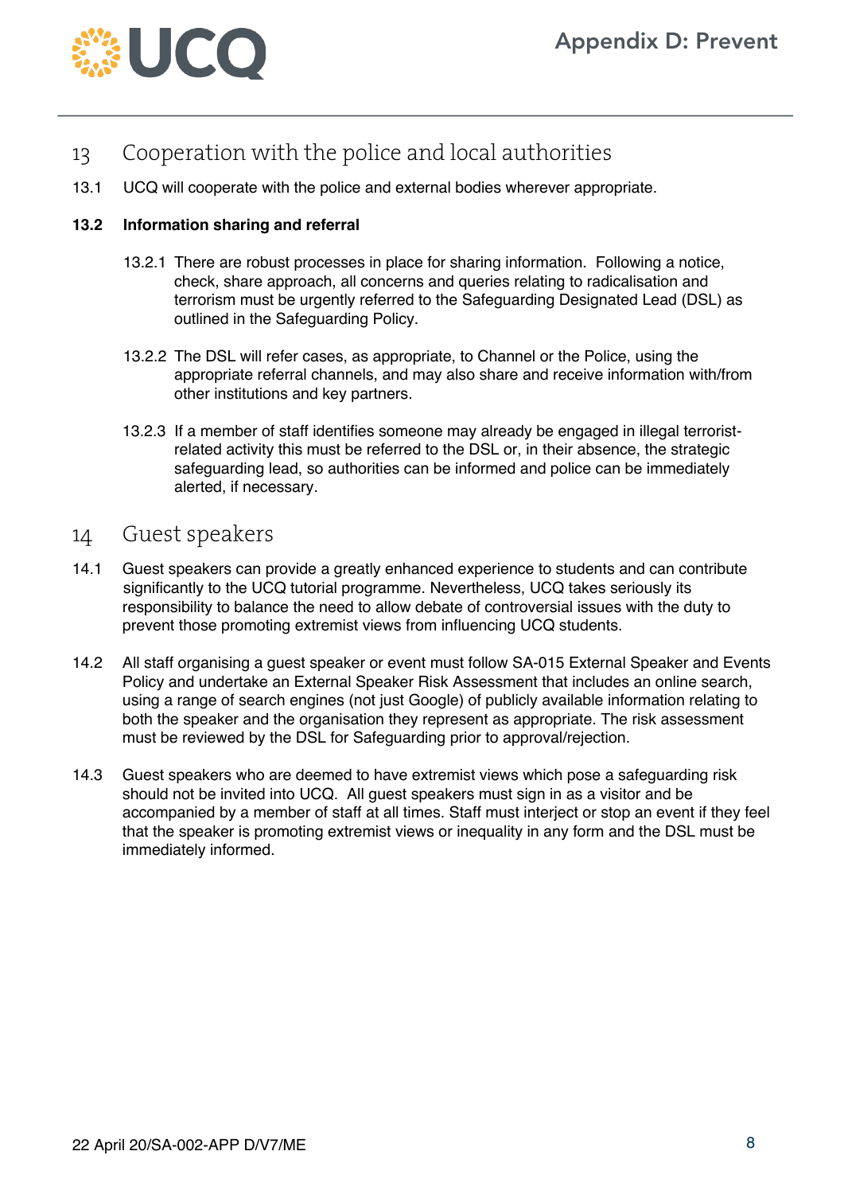## 13 Cooperation with the police and local authorities

13.1 UCQ will cooperate with the police and external bodies wherever appropriate.

### 13.2 Information sharing and referral

13.2.1 There are robust processes in place for sharing information. Following a notice, check, share approach, all concerns and queries relating to radicalisation and terrorism must be urgently referred to the Safeguarding Designated Lead (DSL) as outlined in the Safeguarding Policy.

13.2.2 The DSL will refer cases, as appropriate, to Channel or the Police, using the appropriate referral channels, and may also share and receive information with/from other institutions and key partners.

13.2.3 If a member of staff identifies someone may already be engaged in illegal terrorist-related activity this must be referred to the DSL or, in their absence, the strategic safeguarding lead, so authorities can be informed and police can be immediately alerted, if necessary.

## 14 Guest speakers

14.1 Guest speakers can provide a greatly enhanced experience to students and can contribute significantly to the UCQ tutorial programme. Nevertheless, UCQ takes seriously its responsibility to balance the need to allow debate of controversial issues with the duty to prevent those promoting extremist views from influencing UCQ students.

14.2 All staff organising a guest speaker or event must follow SA-015 External Speaker and Events Policy and undertake an External Speaker Risk Assessment that includes an online search, using a range of search engines (not just Google) of publicly available information relating to both the speaker and the organisation they represent as appropriate. The risk assessment must be reviewed by the DSL for Safeguarding prior to approval/rejection.

14.3 Guest speakers who are deemed to have extremist views which pose a safeguarding risk should not be invited into UCQ. All guest speakers must sign in as a visitor and be accompanied by a member of staff at all times. Staff must interject or stop an event if they feel that the speaker is promoting extremist views or inequality in any form and the DSL must be immediately informed.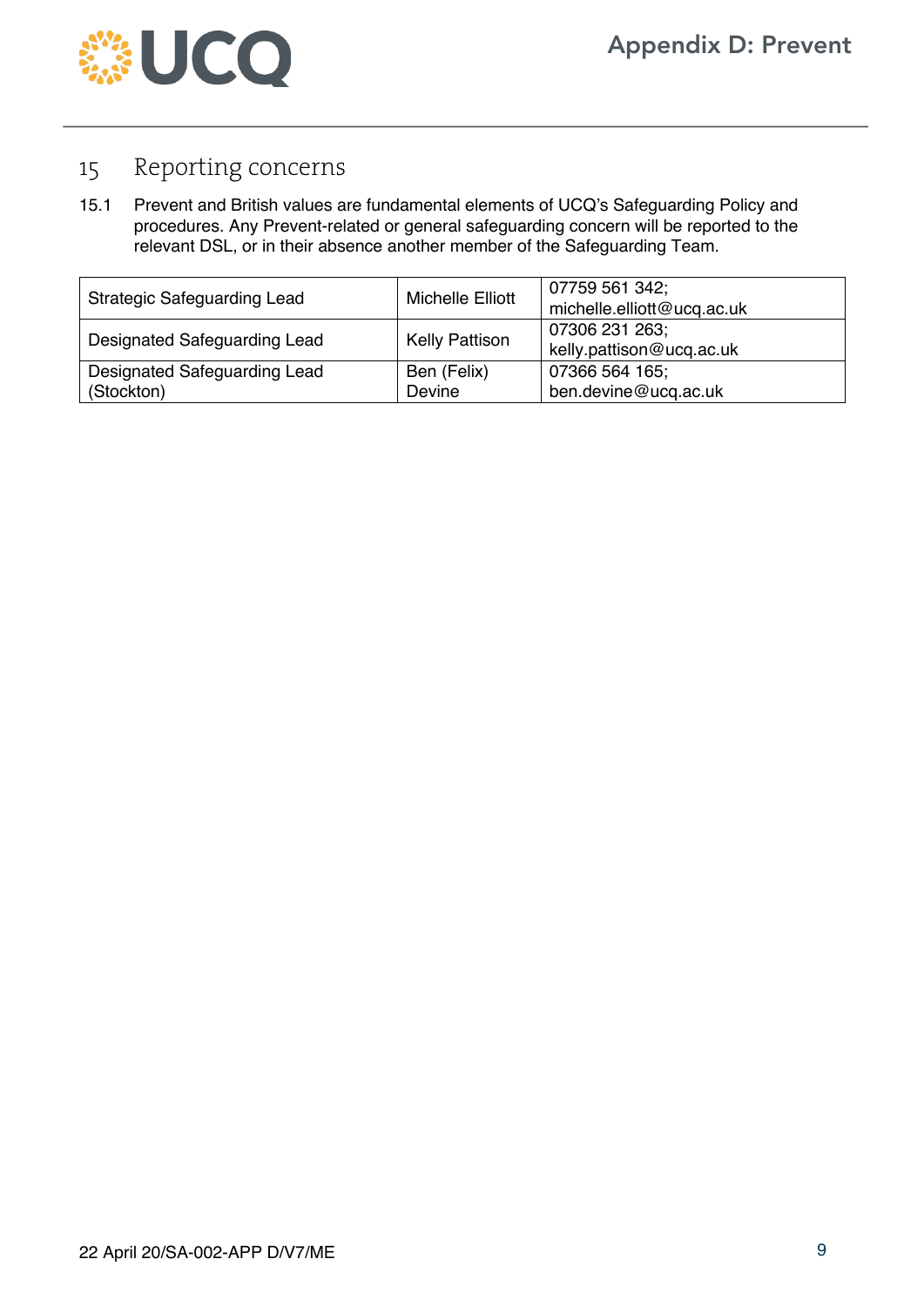## 15 Reporting concerns

15.1 Prevent and British values are fundamental elements of UCQ's Safeguarding Policy and procedures. Any Prevent-related or general safeguarding concern will be reported to the relevant DSL, or in their absence another member of the Safeguarding Team.

| | | |
|---|---|---|
| Strategic Safeguarding Lead | Michelle Elliott | 07759 561 342; michelle.elliott@ucq.ac.uk |
| Designated Safeguarding Lead | Kelly Pattison | 07306 231 263; kelly.pattison@ucq.ac.uk |
| Designated Safeguarding Lead (Stockton) | Ben (Felix) Devine | 07366 564 165; ben.devine@ucq.ac.uk |